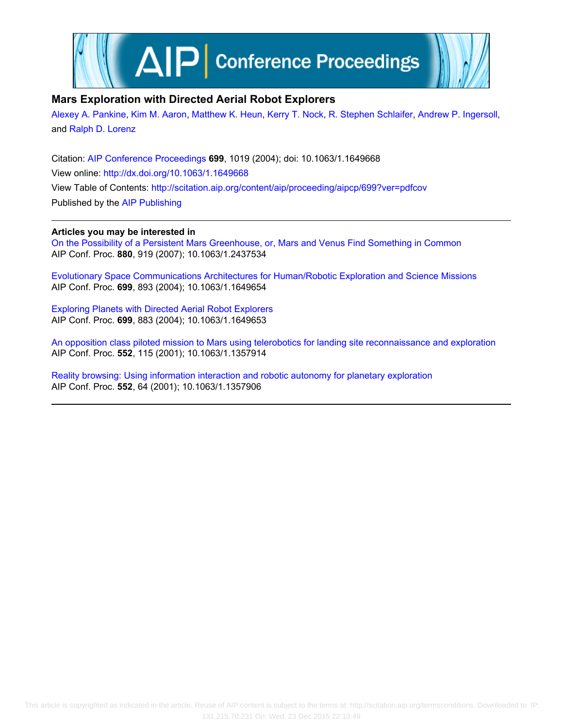# Mars Exploration with Directed Aerial Robot Explorers

Alexey A. Pankine, Kim M. Aaron, Matthew K. Heun, Kerry T. Nock, R. Stephen Schlaifer, Andrew P. Ingersoll, and Ralph D. Lorenz

Citation: AIP Conference Proceedings **699**, 1019 (2004); doi: 10.1063/1.1649668

View online: http://dx.doi.org/10.1063/1.1649668

View Table of Contents: http://scitation.aip.org/content/aip/proceeding/aipcp/699?ver=pdfcov

Published by the AIP Publishing

---

**Articles you may be interested in**

On the Possibility of a Persistent Mars Greenhouse, or, Mars and Venus Find Something in Common
AIP Conf. Proc. **880**, 919 (2007); 10.1063/1.2437534

Evolutionary Space Communications Architectures for Human/Robotic Exploration and Science Missions
AIP Conf. Proc. **699**, 893 (2004); 10.1063/1.1649654

Exploring Planets with Directed Aerial Robot Explorers
AIP Conf. Proc. **699**, 883 (2004); 10.1063/1.1649653

An opposition class piloted mission to Mars using telerobotics for landing site reconnaissance and exploration
AIP Conf. Proc. **552**, 115 (2001); 10.1063/1.1357914

Reality browsing: Using information interaction and robotic autonomy for planetary exploration
AIP Conf. Proc. **552**, 64 (2001); 10.1063/1.1357906

---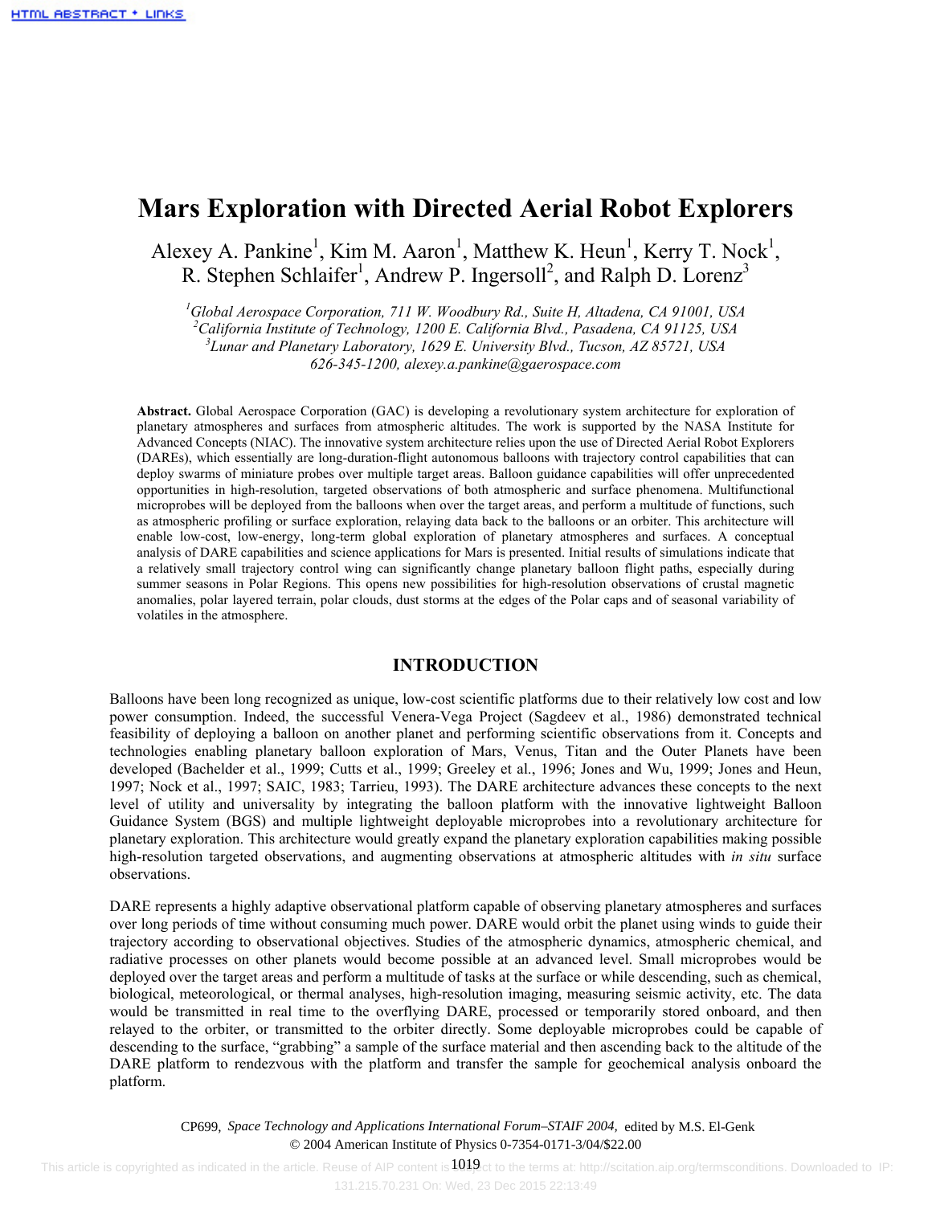# Mars Exploration with Directed Aerial Robot Explorers

Alexey A. Pankine[1], Kim M. Aaron[1], Matthew K. Heun[1], Kerry T. Nock[1], R. Stephen Schlaifer[1], Andrew P. Ingersoll[2], and Ralph D. Lorenz[3]

[1]*Global Aerospace Corporation, 711 W. Woodbury Rd., Suite H, Altadena, CA 91001, USA*
[2]*California Institute of Technology, 1200 E. California Blvd., Pasadena, CA 91125, USA*
[3]*Lunar and Planetary Laboratory, 1629 E. University Blvd., Tucson, AZ 85721, USA*
*626-345-1200, alexey.a.pankine@gaerospace.com*

**Abstract.** Global Aerospace Corporation (GAC) is developing a revolutionary system architecture for exploration of planetary atmospheres and surfaces from atmospheric altitudes. The work is supported by the NASA Institute for Advanced Concepts (NIAC). The innovative system architecture relies upon the use of Directed Aerial Robot Explorers (DAREs), which essentially are long-duration-flight autonomous balloons with trajectory control capabilities that can deploy swarms of miniature probes over multiple target areas. Balloon guidance capabilities will offer unprecedented opportunities in high-resolution, targeted observations of both atmospheric and surface phenomena. Multifunctional microprobes will be deployed from the balloons when over the target areas, and perform a multitude of functions, such as atmospheric profiling or surface exploration, relaying data back to the balloons or an orbiter. This architecture will enable low-cost, low-energy, long-term global exploration of planetary atmospheres and surfaces. A conceptual analysis of DARE capabilities and science applications for Mars is presented. Initial results of simulations indicate that a relatively small trajectory control wing can significantly change planetary balloon flight paths, especially during summer seasons in Polar Regions. This opens new possibilities for high-resolution observations of crustal magnetic anomalies, polar layered terrain, polar clouds, dust storms at the edges of the Polar caps and of seasonal variability of volatiles in the atmosphere.

## INTRODUCTION

Balloons have been long recognized as unique, low-cost scientific platforms due to their relatively low cost and low power consumption. Indeed, the successful Venera-Vega Project (Sagdeev et al., 1986) demonstrated technical feasibility of deploying a balloon on another planet and performing scientific observations from it. Concepts and technologies enabling planetary balloon exploration of Mars, Venus, Titan and the Outer Planets have been developed (Bachelder et al., 1999; Cutts et al., 1999; Greeley et al., 1996; Jones and Wu, 1999; Jones and Heun, 1997; Nock et al., 1997; SAIC, 1983; Tarrieu, 1993). The DARE architecture advances these concepts to the next level of utility and universality by integrating the balloon platform with the innovative lightweight Balloon Guidance System (BGS) and multiple lightweight deployable microprobes into a revolutionary architecture for planetary exploration. This architecture would greatly expand the planetary exploration capabilities making possible high-resolution targeted observations, and augmenting observations at atmospheric altitudes with *in situ* surface observations.

DARE represents a highly adaptive observational platform capable of observing planetary atmospheres and surfaces over long periods of time without consuming much power. DARE would orbit the planet using winds to guide their trajectory according to observational objectives. Studies of the atmospheric dynamics, atmospheric chemical, and radiative processes on other planets would become possible at an advanced level. Small microprobes would be deployed over the target areas and perform a multitude of tasks at the surface or while descending, such as chemical, biological, meteorological, or thermal analyses, high-resolution imaging, measuring seismic activity, etc. The data would be transmitted in real time to the overflying DARE, processed or temporarily stored onboard, and then relayed to the orbiter, or transmitted to the orbiter directly. Some deployable microprobes could be capable of descending to the surface, "grabbing" a sample of the surface material and then ascending back to the altitude of the DARE platform to rendezvous with the platform and transfer the sample for geochemical analysis onboard the platform.

CP699, *Space Technology and Applications International Forum–STAIF 2004,* edited by M.S. El-Genk
© 2004 American Institute of Physics 0-7354-0171-3/04/$22.00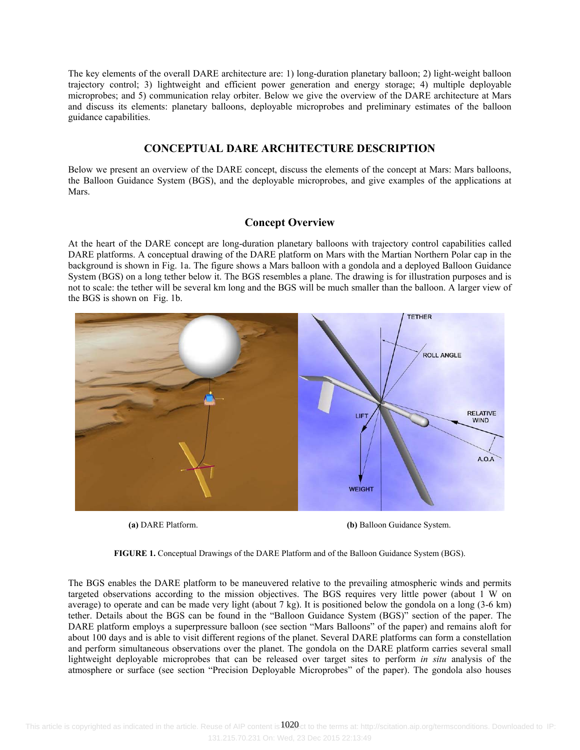The key elements of the overall DARE architecture are: 1) long-duration planetary balloon; 2) light-weight balloon trajectory control; 3) lightweight and efficient power generation and energy storage; 4) multiple deployable microprobes; and 5) communication relay orbiter. Below we give the overview of the DARE architecture at Mars and discuss its elements: planetary balloons, deployable microprobes and preliminary estimates of the balloon guidance capabilities.

## CONCEPTUAL DARE ARCHITECTURE DESCRIPTION

Below we present an overview of the DARE concept, discuss the elements of the concept at Mars: Mars balloons, the Balloon Guidance System (BGS), and the deployable microprobes, and give examples of the applications at Mars.

### Concept Overview

At the heart of the DARE concept are long-duration planetary balloons with trajectory control capabilities called DARE platforms. A conceptual drawing of the DARE platform on Mars with the Martian Northern Polar cap in the background is shown in Fig. 1a. The figure shows a Mars balloon with a gondola and a deployed Balloon Guidance System (BGS) on a long tether below it. The BGS resembles a plane. The drawing is for illustration purposes and is not to scale: the tether will be several km long and the BGS will be much smaller than the balloon. A larger view of the BGS is shown on Fig. 1b.

**(a)** DARE Platform. **(b)** Balloon Guidance System.

**FIGURE 1.** Conceptual Drawings of the DARE Platform and of the Balloon Guidance System (BGS).

The BGS enables the DARE platform to be maneuvered relative to the prevailing atmospheric winds and permits targeted observations according to the mission objectives. The BGS requires very little power (about 1 W on average) to operate and can be made very light (about 7 kg). It is positioned below the gondola on a long (3-6 km) tether. Details about the BGS can be found in the "Balloon Guidance System (BGS)" section of the paper. The DARE platform employs a superpressure balloon (see section "Mars Balloons" of the paper) and remains aloft for about 100 days and is able to visit different regions of the planet. Several DARE platforms can form a constellation and perform simultaneous observations over the planet. The gondola on the DARE platform carries several small lightweight deployable microprobes that can be released over target sites to perform *in situ* analysis of the atmosphere or surface (see section "Precision Deployable Microprobes" of the paper). The gondola also houses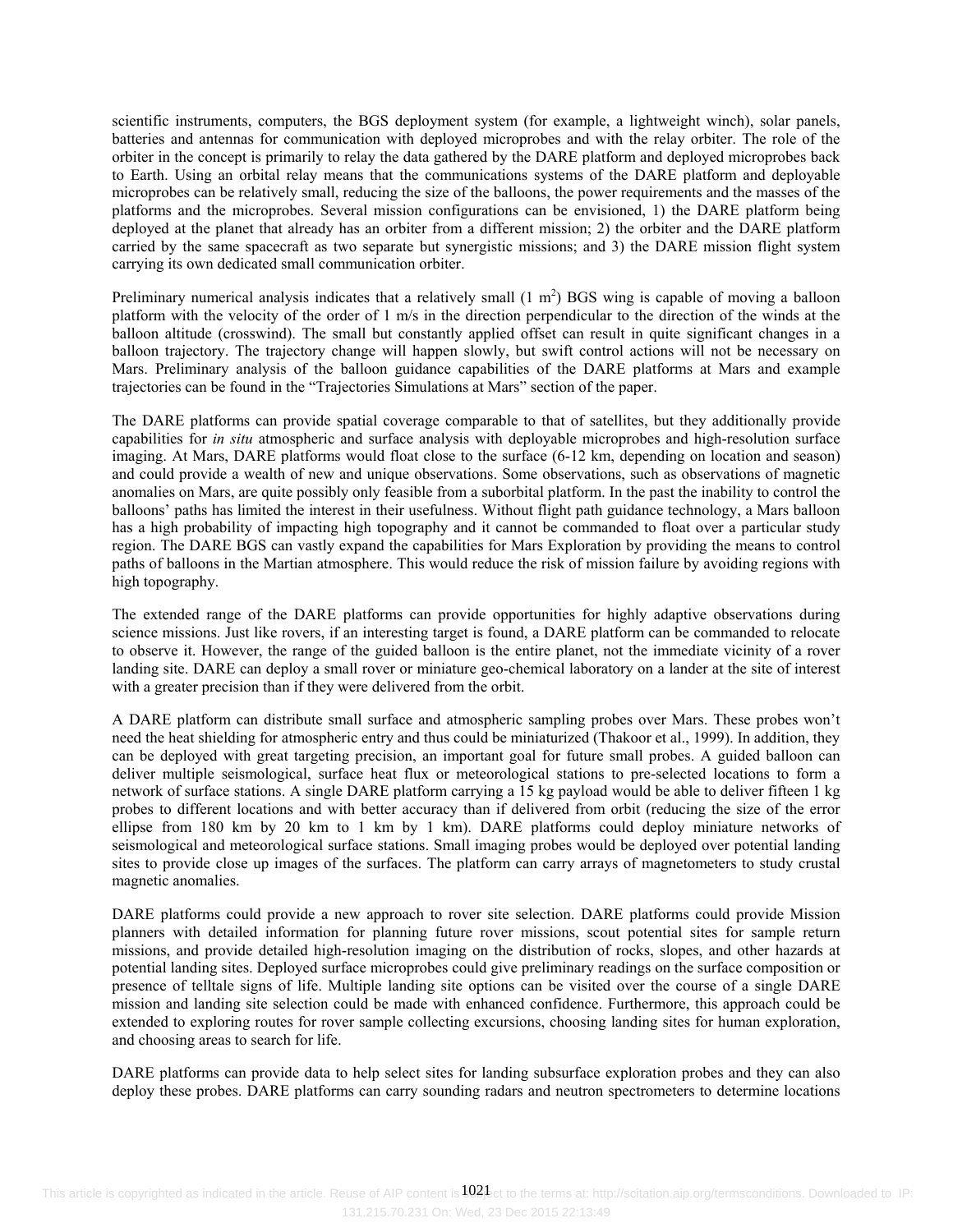scientific instruments, computers, the BGS deployment system (for example, a lightweight winch), solar panels, batteries and antennas for communication with deployed microprobes and with the relay orbiter. The role of the orbiter in the concept is primarily to relay the data gathered by the DARE platform and deployed microprobes back to Earth. Using an orbital relay means that the communications systems of the DARE platform and deployable microprobes can be relatively small, reducing the size of the balloons, the power requirements and the masses of the platforms and the microprobes. Several mission configurations can be envisioned, 1) the DARE platform being deployed at the planet that already has an orbiter from a different mission; 2) the orbiter and the DARE platform carried by the same spacecraft as two separate but synergistic missions; and 3) the DARE mission flight system carrying its own dedicated small communication orbiter.

Preliminary numerical analysis indicates that a relatively small (1 $m^2$) BGS wing is capable of moving a balloon platform with the velocity of the order of 1 m/s in the direction perpendicular to the direction of the winds at the balloon altitude (crosswind). The small but constantly applied offset can result in quite significant changes in a balloon trajectory. The trajectory change will happen slowly, but swift control actions will not be necessary on Mars. Preliminary analysis of the balloon guidance capabilities of the DARE platforms at Mars and example trajectories can be found in the "Trajectories Simulations at Mars" section of the paper.

The DARE platforms can provide spatial coverage comparable to that of satellites, but they additionally provide capabilities for *in situ* atmospheric and surface analysis with deployable microprobes and high-resolution surface imaging. At Mars, DARE platforms would float close to the surface (6-12 km, depending on location and season) and could provide a wealth of new and unique observations. Some observations, such as observations of magnetic anomalies on Mars, are quite possibly only feasible from a suborbital platform. In the past the inability to control the balloons' paths has limited the interest in their usefulness. Without flight path guidance technology, a Mars balloon has a high probability of impacting high topography and it cannot be commanded to float over a particular study region. The DARE BGS can vastly expand the capabilities for Mars Exploration by providing the means to control paths of balloons in the Martian atmosphere. This would reduce the risk of mission failure by avoiding regions with high topography.

The extended range of the DARE platforms can provide opportunities for highly adaptive observations during science missions. Just like rovers, if an interesting target is found, a DARE platform can be commanded to relocate to observe it. However, the range of the guided balloon is the entire planet, not the immediate vicinity of a rover landing site. DARE can deploy a small rover or miniature geo-chemical laboratory on a lander at the site of interest with a greater precision than if they were delivered from the orbit.

A DARE platform can distribute small surface and atmospheric sampling probes over Mars. These probes won't need the heat shielding for atmospheric entry and thus could be miniaturized (Thakoor et al., 1999). In addition, they can be deployed with great targeting precision, an important goal for future small probes. A guided balloon can deliver multiple seismological, surface heat flux or meteorological stations to pre-selected locations to form a network of surface stations. A single DARE platform carrying a 15 kg payload would be able to deliver fifteen 1 kg probes to different locations and with better accuracy than if delivered from orbit (reducing the size of the error ellipse from 180 km by 20 km to 1 km by 1 km). DARE platforms could deploy miniature networks of seismological and meteorological surface stations. Small imaging probes would be deployed over potential landing sites to provide close up images of the surfaces. The platform can carry arrays of magnetometers to study crustal magnetic anomalies.

DARE platforms could provide a new approach to rover site selection. DARE platforms could provide Mission planners with detailed information for planning future rover missions, scout potential sites for sample return missions, and provide detailed high-resolution imaging on the distribution of rocks, slopes, and other hazards at potential landing sites. Deployed surface microprobes could give preliminary readings on the surface composition or presence of telltale signs of life. Multiple landing site options can be visited over the course of a single DARE mission and landing site selection could be made with enhanced confidence. Furthermore, this approach could be extended to exploring routes for rover sample collecting excursions, choosing landing sites for human exploration, and choosing areas to search for life.

DARE platforms can provide data to help select sites for landing subsurface exploration probes and they can also deploy these probes. DARE platforms can carry sounding radars and neutron spectrometers to determine locations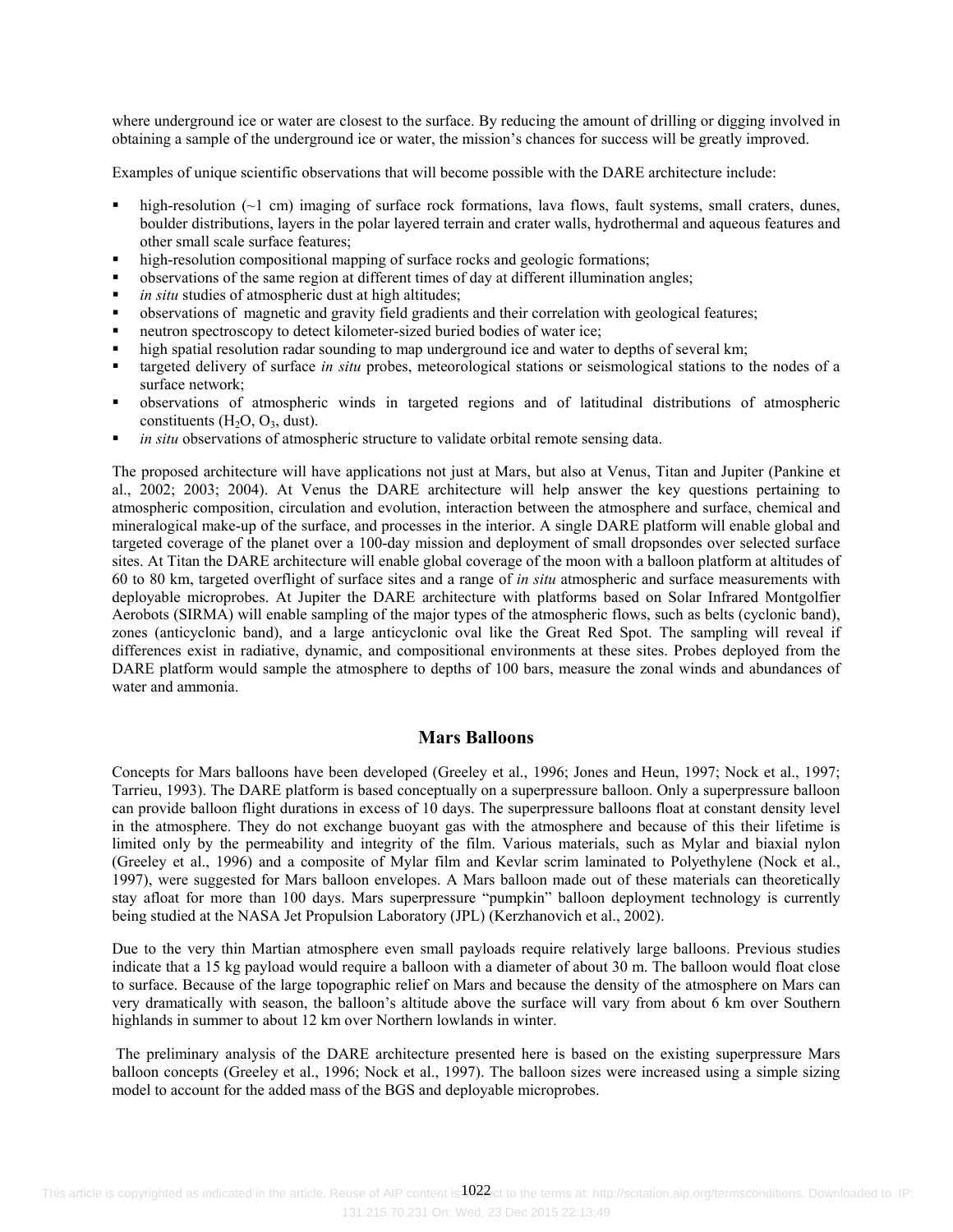where underground ice or water are closest to the surface. By reducing the amount of drilling or digging involved in obtaining a sample of the underground ice or water, the mission's chances for success will be greatly improved.

Examples of unique scientific observations that will become possible with the DARE architecture include:

- high-resolution (~1 cm) imaging of surface rock formations, lava flows, fault systems, small craters, dunes, boulder distributions, layers in the polar layered terrain and crater walls, hydrothermal and aqueous features and other small scale surface features;
- high-resolution compositional mapping of surface rocks and geologic formations;
- observations of the same region at different times of day at different illumination angles;
- *in situ* studies of atmospheric dust at high altitudes;
- observations of magnetic and gravity field gradients and their correlation with geological features;
- neutron spectroscopy to detect kilometer-sized buried bodies of water ice;
- high spatial resolution radar sounding to map underground ice and water to depths of several km;
- targeted delivery of surface *in situ* probes, meteorological stations or seismological stations to the nodes of a surface network;
- observations of atmospheric winds in targeted regions and of latitudinal distributions of atmospheric constituents ($H_2O$, $O_3$, dust).
- *in situ* observations of atmospheric structure to validate orbital remote sensing data.

The proposed architecture will have applications not just at Mars, but also at Venus, Titan and Jupiter (Pankine et al., 2002; 2003; 2004). At Venus the DARE architecture will help answer the key questions pertaining to atmospheric composition, circulation and evolution, interaction between the atmosphere and surface, chemical and mineralogical make-up of the surface, and processes in the interior. A single DARE platform will enable global and targeted coverage of the planet over a 100-day mission and deployment of small dropsondes over selected surface sites. At Titan the DARE architecture will enable global coverage of the moon with a balloon platform at altitudes of 60 to 80 km, targeted overflight of surface sites and a range of *in situ* atmospheric and surface measurements with deployable microprobes. At Jupiter the DARE architecture with platforms based on Solar Infrared Montgolfier Aerobots (SIRMA) will enable sampling of the major types of the atmospheric flows, such as belts (cyclonic band), zones (anticyclonic band), and a large anticyclonic oval like the Great Red Spot. The sampling will reveal if differences exist in radiative, dynamic, and compositional environments at these sites. Probes deployed from the DARE platform would sample the atmosphere to depths of 100 bars, measure the zonal winds and abundances of water and ammonia.

## Mars Balloons

Concepts for Mars balloons have been developed (Greeley et al., 1996; Jones and Heun, 1997; Nock et al., 1997; Tarrieu, 1993). The DARE platform is based conceptually on a superpressure balloon. Only a superpressure balloon can provide balloon flight durations in excess of 10 days. The superpressure balloons float at constant density level in the atmosphere. They do not exchange buoyant gas with the atmosphere and because of this their lifetime is limited only by the permeability and integrity of the film. Various materials, such as Mylar and biaxial nylon (Greeley et al., 1996) and a composite of Mylar film and Kevlar scrim laminated to Polyethylene (Nock et al., 1997), were suggested for Mars balloon envelopes. A Mars balloon made out of these materials can theoretically stay afloat for more than 100 days. Mars superpressure "pumpkin" balloon deployment technology is currently being studied at the NASA Jet Propulsion Laboratory (JPL) (Kerzhanovich et al., 2002).

Due to the very thin Martian atmosphere even small payloads require relatively large balloons. Previous studies indicate that a 15 kg payload would require a balloon with a diameter of about 30 m. The balloon would float close to surface. Because of the large topographic relief on Mars and because the density of the atmosphere on Mars can very dramatically with season, the balloon's altitude above the surface will vary from about 6 km over Southern highlands in summer to about 12 km over Northern lowlands in winter.

The preliminary analysis of the DARE architecture presented here is based on the existing superpressure Mars balloon concepts (Greeley et al., 1996; Nock et al., 1997). The balloon sizes were increased using a simple sizing model to account for the added mass of the BGS and deployable microprobes.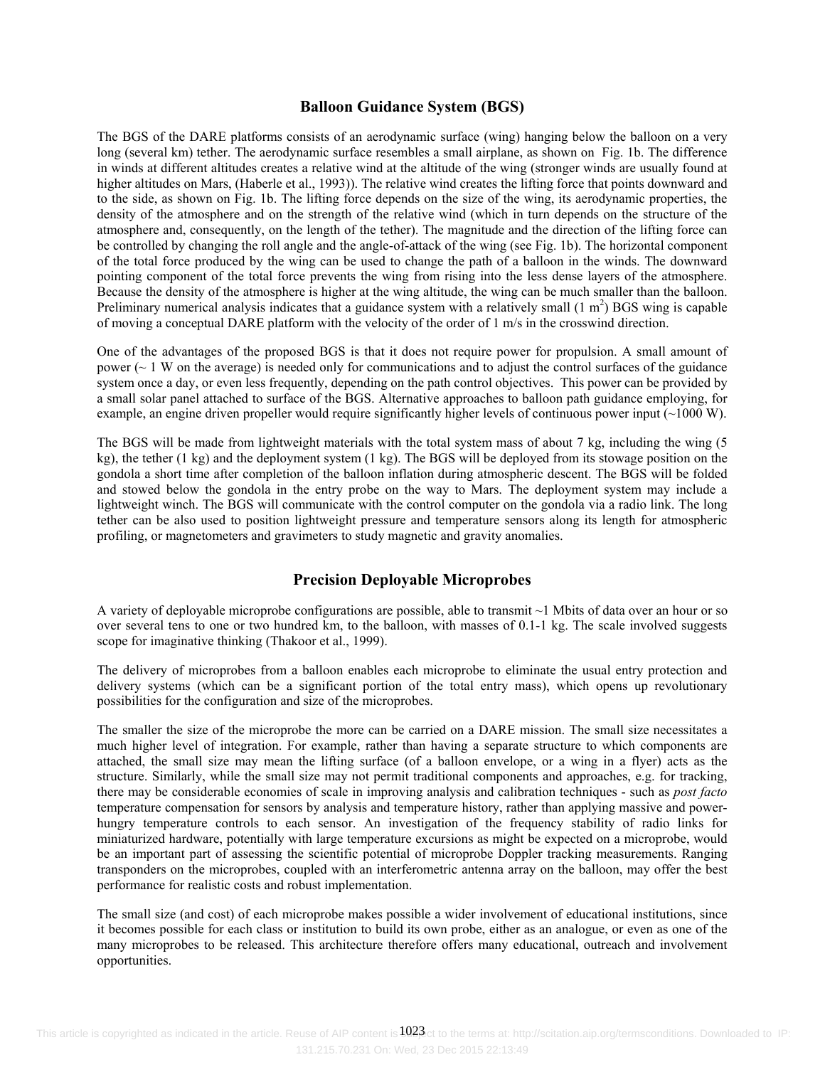## Balloon Guidance System (BGS)

The BGS of the DARE platforms consists of an aerodynamic surface (wing) hanging below the balloon on a very long (several km) tether. The aerodynamic surface resembles a small airplane, as shown on Fig. 1b. The difference in winds at different altitudes creates a relative wind at the altitude of the wing (stronger winds are usually found at higher altitudes on Mars, (Haberle et al., 1993)). The relative wind creates the lifting force that points downward and to the side, as shown on Fig. 1b. The lifting force depends on the size of the wing, its aerodynamic properties, the density of the atmosphere and on the strength of the relative wind (which in turn depends on the structure of the atmosphere and, consequently, on the length of the tether). The magnitude and the direction of the lifting force can be controlled by changing the roll angle and the angle-of-attack of the wing (see Fig. 1b). The horizontal component of the total force produced by the wing can be used to change the path of a balloon in the winds. The downward pointing component of the total force prevents the wing from rising into the less dense layers of the atmosphere. Because the density of the atmosphere is higher at the wing altitude, the wing can be much smaller than the balloon. Preliminary numerical analysis indicates that a guidance system with a relatively small (1 $m^2$) BGS wing is capable of moving a conceptual DARE platform with the velocity of the order of 1 m/s in the crosswind direction.

One of the advantages of the proposed BGS is that it does not require power for propulsion. A small amount of power (~ 1 W on the average) is needed only for communications and to adjust the control surfaces of the guidance system once a day, or even less frequently, depending on the path control objectives. This power can be provided by a small solar panel attached to surface of the BGS. Alternative approaches to balloon path guidance employing, for example, an engine driven propeller would require significantly higher levels of continuous power input (~1000 W).

The BGS will be made from lightweight materials with the total system mass of about 7 kg, including the wing (5 kg), the tether (1 kg) and the deployment system (1 kg). The BGS will be deployed from its stowage position on the gondola a short time after completion of the balloon inflation during atmospheric descent. The BGS will be folded and stowed below the gondola in the entry probe on the way to Mars. The deployment system may include a lightweight winch. The BGS will communicate with the control computer on the gondola via a radio link. The long tether can be also used to position lightweight pressure and temperature sensors along its length for atmospheric profiling, or magnetometers and gravimeters to study magnetic and gravity anomalies.

## Precision Deployable Microprobes

A variety of deployable microprobe configurations are possible, able to transmit ~1 Mbits of data over an hour or so over several tens to one or two hundred km, to the balloon, with masses of 0.1-1 kg. The scale involved suggests scope for imaginative thinking (Thakoor et al., 1999).

The delivery of microprobes from a balloon enables each microprobe to eliminate the usual entry protection and delivery systems (which can be a significant portion of the total entry mass), which opens up revolutionary possibilities for the configuration and size of the microprobes.

The smaller the size of the microprobe the more can be carried on a DARE mission. The small size necessitates a much higher level of integration. For example, rather than having a separate structure to which components are attached, the small size may mean the lifting surface (of a balloon envelope, or a wing in a flyer) acts as the structure. Similarly, while the small size may not permit traditional components and approaches, e.g. for tracking, there may be considerable economies of scale in improving analysis and calibration techniques - such as *post facto* temperature compensation for sensors by analysis and temperature history, rather than applying massive and power-hungry temperature controls to each sensor. An investigation of the frequency stability of radio links for miniaturized hardware, potentially with large temperature excursions as might be expected on a microprobe, would be an important part of assessing the scientific potential of microprobe Doppler tracking measurements. Ranging transponders on the microprobes, coupled with an interferometric antenna array on the balloon, may offer the best performance for realistic costs and robust implementation.

The small size (and cost) of each microprobe makes possible a wider involvement of educational institutions, since it becomes possible for each class or institution to build its own probe, either as an analogue, or even as one of the many microprobes to be released. This architecture therefore offers many educational, outreach and involvement opportunities.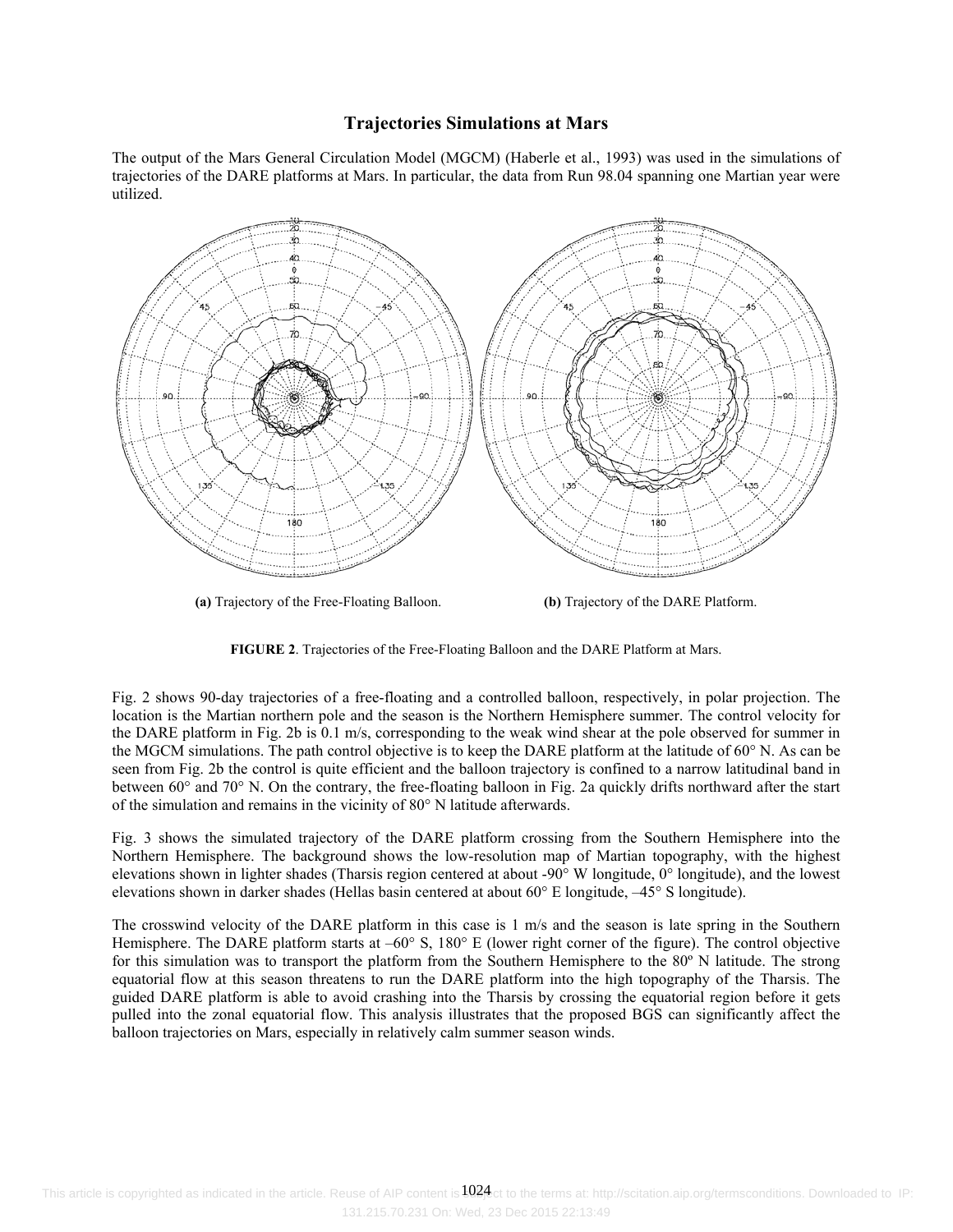## Trajectories Simulations at Mars

The output of the Mars General Circulation Model (MGCM) (Haberle et al., 1993) was used in the simulations of trajectories of the DARE platforms at Mars. In particular, the data from Run 98.04 spanning one Martian year were utilized.

**(a)** Trajectory of the Free-Floating Balloon. **(b)** Trajectory of the DARE Platform.

**FIGURE 2**. Trajectories of the Free-Floating Balloon and the DARE Platform at Mars.

Fig. 2 shows 90-day trajectories of a free-floating and a controlled balloon, respectively, in polar projection. The location is the Martian northern pole and the season is the Northern Hemisphere summer. The control velocity for the DARE platform in Fig. 2b is 0.1 m/s, corresponding to the weak wind shear at the pole observed for summer in the MGCM simulations. The path control objective is to keep the DARE platform at the latitude of 60° N. As can be seen from Fig. 2b the control is quite efficient and the balloon trajectory is confined to a narrow latitudinal band in between 60° and 70° N. On the contrary, the free-floating balloon in Fig. 2a quickly drifts northward after the start of the simulation and remains in the vicinity of 80° N latitude afterwards.

Fig. 3 shows the simulated trajectory of the DARE platform crossing from the Southern Hemisphere into the Northern Hemisphere. The background shows the low-resolution map of Martian topography, with the highest elevations shown in lighter shades (Tharsis region centered at about -90° W longitude, 0° longitude), and the lowest elevations shown in darker shades (Hellas basin centered at about 60° E longitude, –45° S longitude).

The crosswind velocity of the DARE platform in this case is 1 m/s and the season is late spring in the Southern Hemisphere. The DARE platform starts at –60° S, 180° E (lower right corner of the figure). The control objective for this simulation was to transport the platform from the Southern Hemisphere to the 80º N latitude. The strong equatorial flow at this season threatens to run the DARE platform into the high topography of the Tharsis. The guided DARE platform is able to avoid crashing into the Tharsis by crossing the equatorial region before it gets pulled into the zonal equatorial flow. This analysis illustrates that the proposed BGS can significantly affect the balloon trajectories on Mars, especially in relatively calm summer season winds.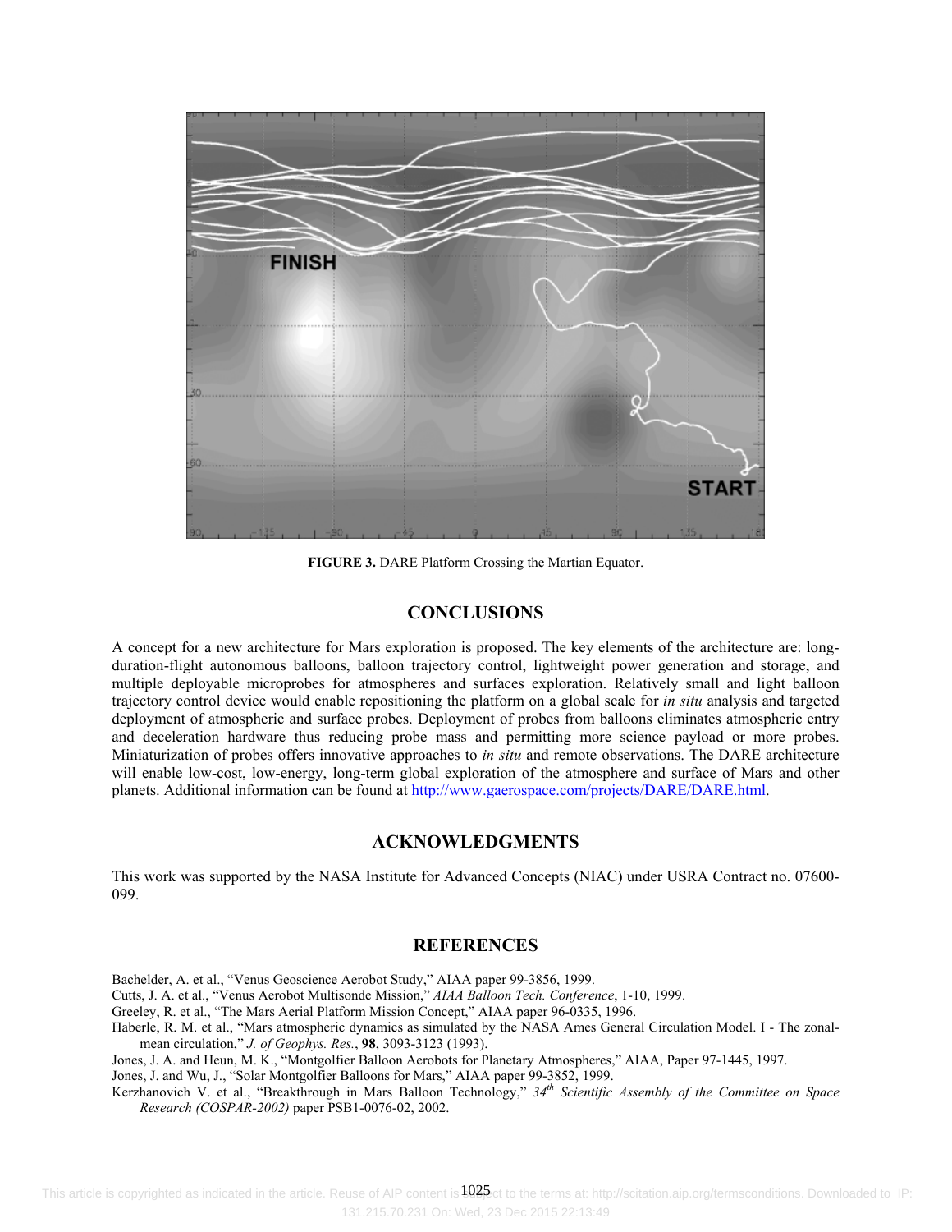**FIGURE 3.** DARE Platform Crossing the Martian Equator.

## CONCLUSIONS

A concept for a new architecture for Mars exploration is proposed. The key elements of the architecture are: long-duration-flight autonomous balloons, balloon trajectory control, lightweight power generation and storage, and multiple deployable microprobes for atmospheres and surfaces exploration. Relatively small and light balloon trajectory control device would enable repositioning the platform on a global scale for *in situ* analysis and targeted deployment of atmospheric and surface probes. Deployment of probes from balloons eliminates atmospheric entry and deceleration hardware thus reducing probe mass and permitting more science payload or more probes. Miniaturization of probes offers innovative approaches to *in situ* and remote observations. The DARE architecture will enable low-cost, low-energy, long-term global exploration of the atmosphere and surface of Mars and other planets. Additional information can be found at http://www.gaerospace.com/projects/DARE/DARE.html.

## ACKNOWLEDGMENTS

This work was supported by the NASA Institute for Advanced Concepts (NIAC) under USRA Contract no. 07600-099.

## REFERENCES

Bachelder, A. et al., "Venus Geoscience Aerobot Study," AIAA paper 99-3856, 1999.

Cutts, J. A. et al., "Venus Aerobot Multisonde Mission," *AIAA Balloon Tech. Conference*, 1-10, 1999.

Greeley, R. et al., "The Mars Aerial Platform Mission Concept," AIAA paper 96-0335, 1996.

Haberle, R. M. et al., "Mars atmospheric dynamics as simulated by the NASA Ames General Circulation Model. I - The zonal-mean circulation," *J. of Geophys. Res.*, **98**, 3093-3123 (1993).

Jones, J. A. and Heun, M. K., "Montgolfier Balloon Aerobots for Planetary Atmospheres," AIAA, Paper 97-1445, 1997.

Jones, J. and Wu, J., "Solar Montgolfier Balloons for Mars," AIAA paper 99-3852, 1999.

Kerzhanovich V. et al., "Breakthrough in Mars Balloon Technology," *34th Scientific Assembly of the Committee on Space Research (COSPAR-2002)* paper PSB1-0076-02, 2002.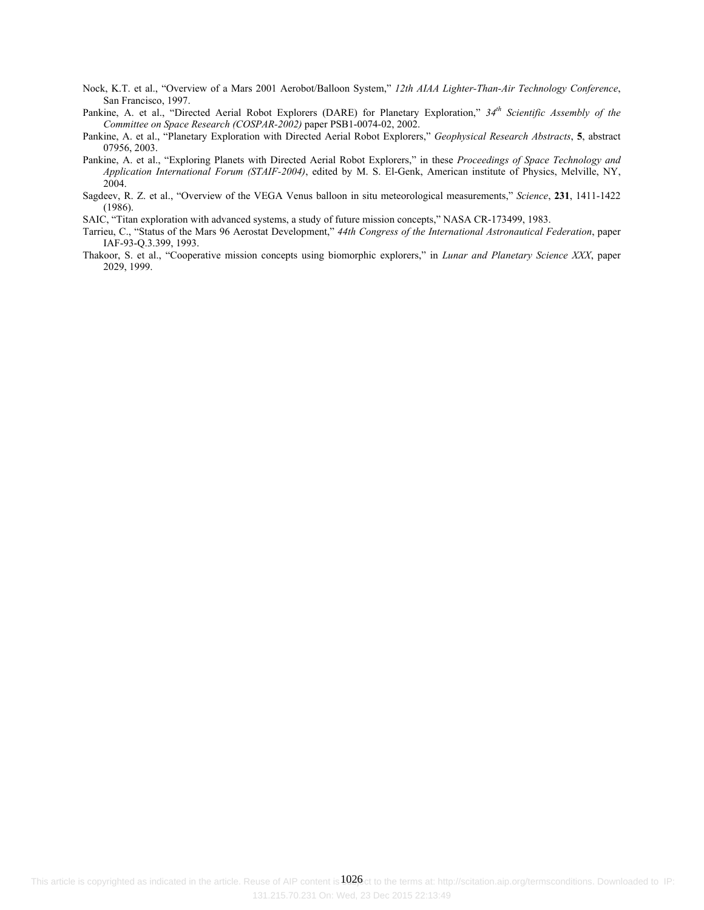Nock, K.T. et al., "Overview of a Mars 2001 Aerobot/Balloon System," *12th AIAA Lighter-Than-Air Technology Conference*, San Francisco, 1997.

Pankine, A. et al., "Directed Aerial Robot Explorers (DARE) for Planetary Exploration," *34th Scientific Assembly of the Committee on Space Research (COSPAR-2002)* paper PSB1-0074-02, 2002.

Pankine, A. et al., "Planetary Exploration with Directed Aerial Robot Explorers," *Geophysical Research Abstracts*, **5**, abstract 07956, 2003.

Pankine, A. et al., "Exploring Planets with Directed Aerial Robot Explorers," in these *Proceedings of Space Technology and Application International Forum (STAIF-2004)*, edited by M. S. El-Genk, American institute of Physics, Melville, NY, 2004.

Sagdeev, R. Z. et al., "Overview of the VEGA Venus balloon in situ meteorological measurements," *Science*, **231**, 1411-1422 (1986).

SAIC, "Titan exploration with advanced systems, a study of future mission concepts," NASA CR-173499, 1983.

Tarrieu, C., "Status of the Mars 96 Aerostat Development," *44th Congress of the International Astronautical Federation*, paper IAF-93-Q.3.399, 1993.

Thakoor, S. et al., "Cooperative mission concepts using biomorphic explorers," in *Lunar and Planetary Science XXX*, paper 2029, 1999.